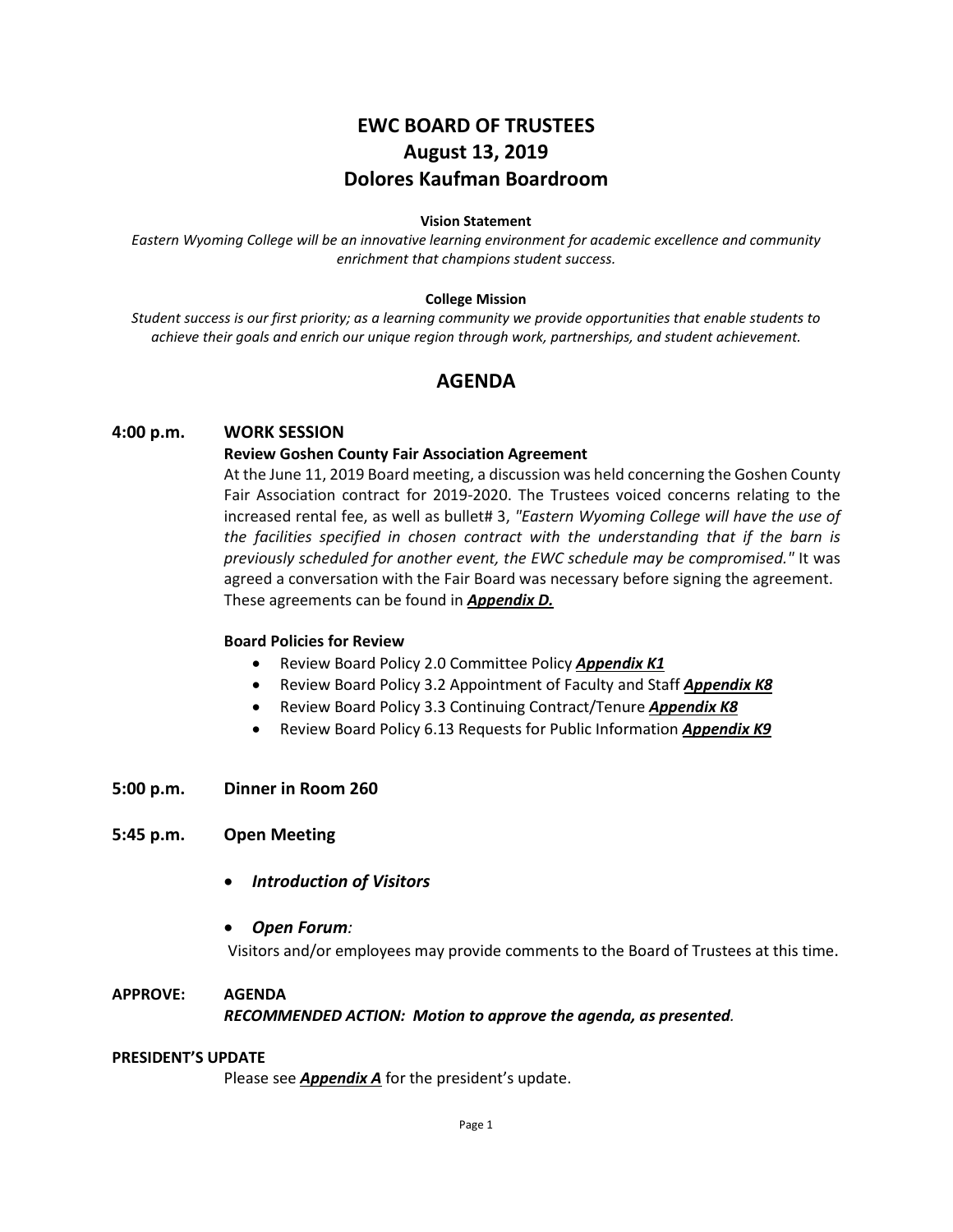# EWC BOARD OF TRUSTEES
# August 13, 2019
# Dolores Kaufman Boardroom

**Vision Statement**

*Eastern Wyoming College will be an innovative learning environment for academic excellence and community enrichment that champions student success.*

**College Mission**

*Student success is our first priority; as a learning community we provide opportunities that enable students to achieve their goals and enrich our unique region through work, partnerships, and student achievement.*

## AGENDA

### 4:00 p.m. WORK SESSION

**Review Goshen County Fair Association Agreement**

At the June 11, 2019 Board meeting, a discussion was held concerning the Goshen County Fair Association contract for 2019-2020. The Trustees voiced concerns relating to the increased rental fee, as well as bullet# 3, *"Eastern Wyoming College will have the use of the facilities specified in chosen contract with the understanding that if the barn is previously scheduled for another event, the EWC schedule may be compromised."* It was agreed a conversation with the Fair Board was necessary before signing the agreement. These agreements can be found in ***Appendix D.***

**Board Policies for Review**

- Review Board Policy 2.0 Committee Policy ***Appendix K1***
- Review Board Policy 3.2 Appointment of Faculty and Staff ***Appendix K8***
- Review Board Policy 3.3 Continuing Contract/Tenure ***Appendix K8***
- Review Board Policy 6.13 Requests for Public Information ***Appendix K9***

### 5:00 p.m. Dinner in Room 260

### 5:45 p.m. Open Meeting

- ***Introduction of Visitors***
- ***Open Forum****:*

  Visitors and/or employees may provide comments to the Board of Trustees at this time.

**APPROVE: AGENDA**

***RECOMMENDED ACTION: Motion to approve the agenda, as presented.***

**PRESIDENT'S UPDATE**

Please see ***Appendix A*** for the president's update.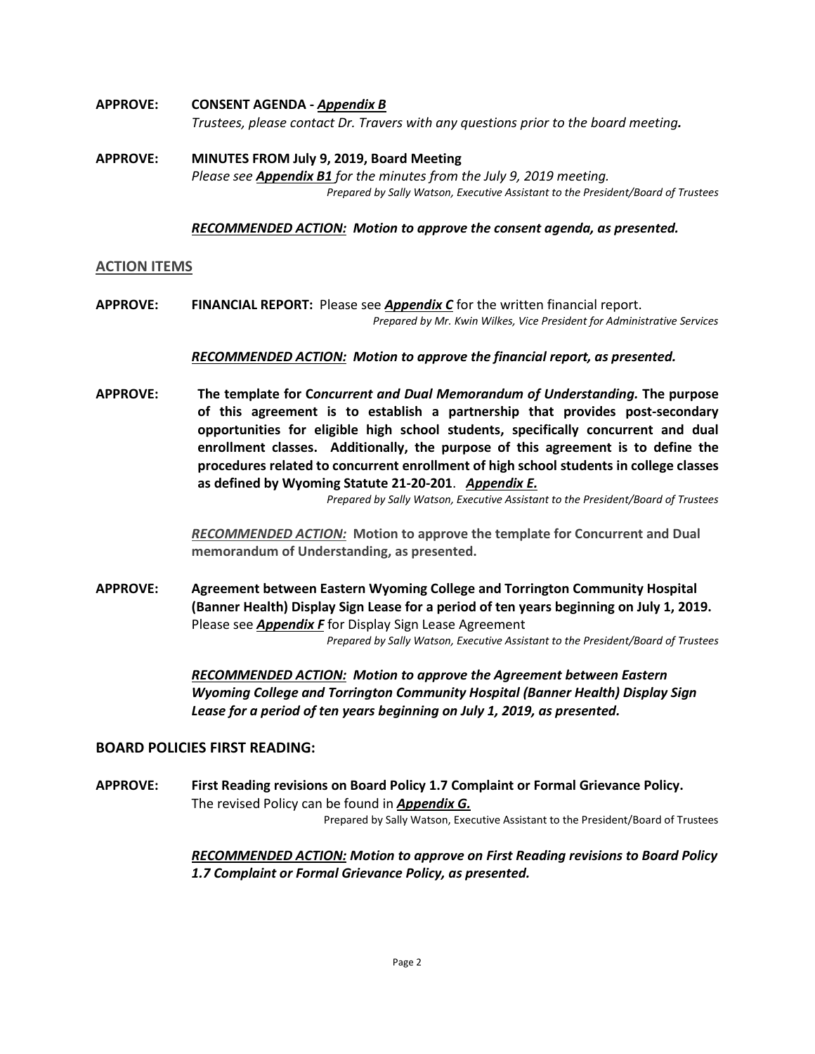**APPROVE:** **CONSENT AGENDA -** ***Appendix B***

*Trustees, please contact Dr. Travers with any questions prior to the board meeting.*

**APPROVE:** **MINUTES FROM July 9, 2019, Board Meeting**

*Please see **Appendix B1** for the minutes from the July 9, 2019 meeting.*

*Prepared by Sally Watson, Executive Assistant to the President/Board of Trustees*

***RECOMMENDED ACTION:* *Motion to approve the consent agenda, as presented.***

## ACTION ITEMS

**APPROVE:** **FINANCIAL REPORT:** Please see ***Appendix C*** for the written financial report.

*Prepared by Mr. Kwin Wilkes, Vice President for Administrative Services*

***RECOMMENDED ACTION:* *Motion to approve the financial report, as presented.***

**APPROVE:** **The template for C*oncurrent and Dual Memorandum of Understanding.* The purpose of this agreement is to establish a partnership that provides post-secondary opportunities for eligible high school students, specifically concurrent and dual enrollment classes. Additionally, the purpose of this agreement is to define the procedures related to concurrent enrollment of high school students in college classes as defined by Wyoming Statute 21-20-201**. ***Appendix E.***

*Prepared by Sally Watson, Executive Assistant to the President/Board of Trustees*

***RECOMMENDED ACTION:*** **Motion to approve the template for Concurrent and Dual memorandum of Understanding, as presented.**

**APPROVE:** **Agreement between Eastern Wyoming College and Torrington Community Hospital (Banner Health) Display Sign Lease for a period of ten years beginning on July 1, 2019.** Please see ***Appendix F*** for Display Sign Lease Agreement

*Prepared by Sally Watson, Executive Assistant to the President/Board of Trustees*

***RECOMMENDED ACTION:* *Motion to approve the Agreement between Eastern Wyoming College and Torrington Community Hospital (Banner Health) Display Sign Lease for a period of ten years beginning on July 1, 2019, as presented.***

## BOARD POLICIES FIRST READING:

**APPROVE:** **First Reading revisions on Board Policy 1.7 Complaint or Formal Grievance Policy.** The revised Policy can be found in ***Appendix G.***

Prepared by Sally Watson, Executive Assistant to the President/Board of Trustees

***RECOMMENDED ACTION:* *Motion to approve on First Reading revisions to Board Policy 1.7 Complaint or Formal Grievance Policy, as presented.***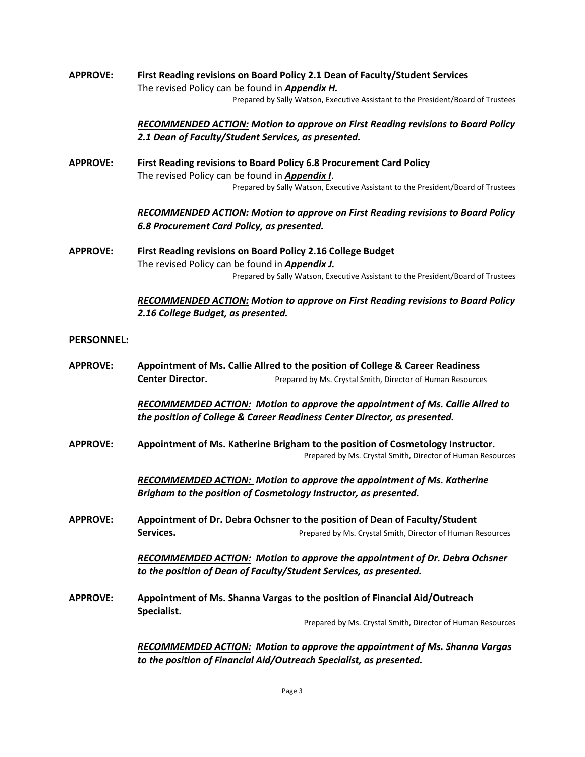**APPROVE:** **First Reading revisions on Board Policy 2.1 Dean of Faculty/Student Services**
The revised Policy can be found in ***Appendix H.***
Prepared by Sally Watson, Executive Assistant to the President/Board of Trustees

***RECOMMENDED ACTION:* Motion to approve on First Reading revisions to Board Policy 2.1 Dean of Faculty/Student Services, as presented.**

**APPROVE:** **First Reading revisions to Board Policy 6.8 Procurement Card Policy**
The revised Policy can be found in ***Appendix I***.
Prepared by Sally Watson, Executive Assistant to the President/Board of Trustees

***RECOMMENDED ACTION: Motion to approve on First Reading revisions to Board Policy 6.8 Procurement Card Policy, as presented.***

**APPROVE:** **First Reading revisions on Board Policy 2.16 College Budget**
The revised Policy can be found in ***Appendix J.***
Prepared by Sally Watson, Executive Assistant to the President/Board of Trustees

***RECOMMENDED ACTION: Motion to approve on First Reading revisions to Board Policy 2.16 College Budget, as presented.***

**PERSONNEL:**

**APPROVE:** **Appointment of Ms. Callie Allred to the position of College & Career Readiness Center Director.**
Prepared by Ms. Crystal Smith, Director of Human Resources

***RECOMMEMDED ACTION: Motion to approve the appointment of Ms. Callie Allred to the position of College & Career Readiness Center Director, as presented.***

**APPROVE:** **Appointment of Ms. Katherine Brigham to the position of Cosmetology Instructor.**
Prepared by Ms. Crystal Smith, Director of Human Resources

***RECOMMEMDED ACTION: Motion to approve the appointment of Ms. Katherine Brigham to the position of Cosmetology Instructor, as presented.***

**APPROVE:** **Appointment of Dr. Debra Ochsner to the position of Dean of Faculty/Student Services.**
Prepared by Ms. Crystal Smith, Director of Human Resources

***RECOMMEMDED ACTION: Motion to approve the appointment of Dr. Debra Ochsner to the position of Dean of Faculty/Student Services, as presented.***

**APPROVE:** **Appointment of Ms. Shanna Vargas to the position of Financial Aid/Outreach Specialist.**
Prepared by Ms. Crystal Smith, Director of Human Resources

***RECOMMEMDED ACTION: Motion to approve the appointment of Ms. Shanna Vargas to the position of Financial Aid/Outreach Specialist, as presented.***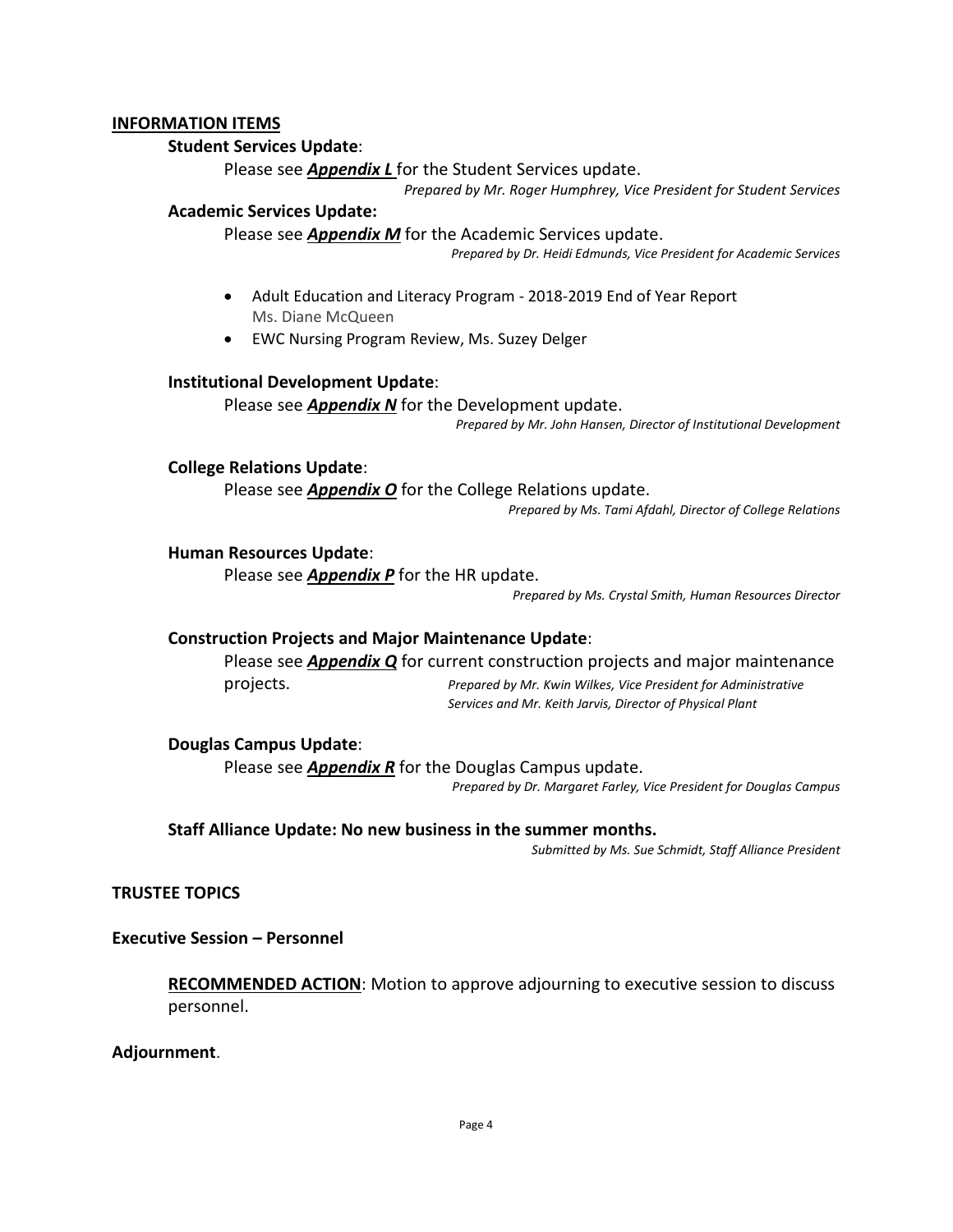## INFORMATION ITEMS

**Student Services Update**:

Please see ***Appendix L*** for the Student Services update.

*Prepared by Mr. Roger Humphrey, Vice President for Student Services*

**Academic Services Update:**

Please see ***Appendix M*** for the Academic Services update.

*Prepared by Dr. Heidi Edmunds, Vice President for Academic Services*

- Adult Education and Literacy Program - 2018-2019 End of Year Report Ms. Diane McQueen
- EWC Nursing Program Review, Ms. Suzey Delger

**Institutional Development Update**:

Please see ***Appendix N*** for the Development update.

*Prepared by Mr. John Hansen, Director of Institutional Development*

**College Relations Update**:

Please see ***Appendix O*** for the College Relations update.

*Prepared by Ms. Tami Afdahl, Director of College Relations*

**Human Resources Update**:

Please see ***Appendix P*** for the HR update.

*Prepared by Ms. Crystal Smith, Human Resources Director*

**Construction Projects and Major Maintenance Update**:

Please see ***Appendix Q*** for current construction projects and major maintenance projects.

*Prepared by Mr. Kwin Wilkes, Vice President for Administrative Services and Mr. Keith Jarvis, Director of Physical Plant*

**Douglas Campus Update**:

Please see ***Appendix R*** for the Douglas Campus update.

*Prepared by Dr. Margaret Farley, Vice President for Douglas Campus*

**Staff Alliance Update: No new business in the summer months.**

*Submitted by Ms. Sue Schmidt, Staff Alliance President*

## TRUSTEE TOPICS

**Executive Session – Personnel**

**RECOMMENDED ACTION**: Motion to approve adjourning to executive session to discuss personnel.

**Adjournment**.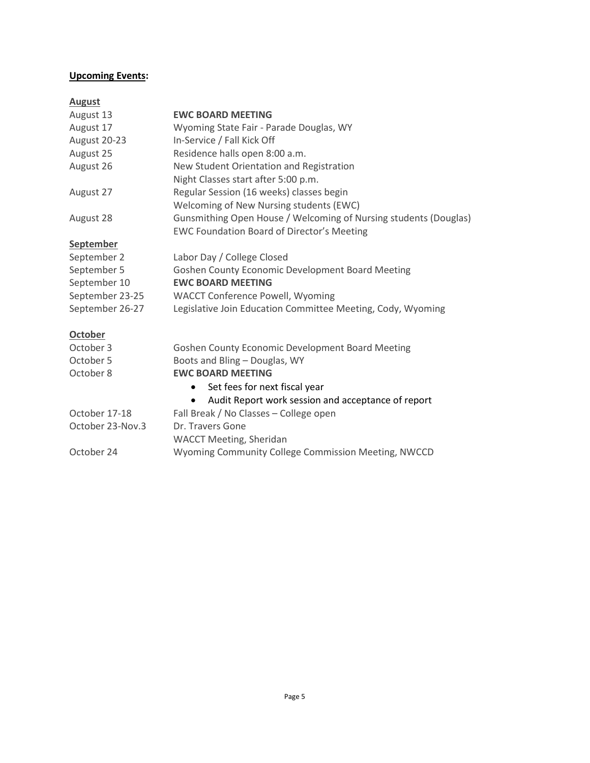**Upcoming Events:**

**August**

| | |
|---|---|
| August 13 | **EWC BOARD MEETING** |
| August 17 | Wyoming State Fair - Parade Douglas, WY |
| August 20-23 | In-Service / Fall Kick Off |
| August 25 | Residence halls open 8:00 a.m. |
| August 26 | New Student Orientation and Registration<br>Night Classes start after 5:00 p.m. |
| August 27 | Regular Session (16 weeks) classes begin<br>Welcoming of New Nursing students (EWC) |
| August 28 | Gunsmithing Open House / Welcoming of Nursing students (Douglas)<br>EWC Foundation Board of Director's Meeting |

**September**

| | |
|---|---|
| September 2 | Labor Day / College Closed |
| September 5 | Goshen County Economic Development Board Meeting |
| September 10 | **EWC BOARD MEETING** |
| September 23-25 | WACCT Conference Powell, Wyoming |
| September 26-27 | Legislative Join Education Committee Meeting, Cody, Wyoming |

**October**

| | |
|---|---|
| October 3 | Goshen County Economic Development Board Meeting |
| October 5 | Boots and Bling – Douglas, WY |
| October 8 | **EWC BOARD MEETING**<br>• Set fees for next fiscal year<br>• Audit Report work session and acceptance of report |
| October 17-18 | Fall Break / No Classes – College open |
| October 23-Nov.3 | Dr. Travers Gone<br>WACCT Meeting, Sheridan |
| October 24 | Wyoming Community College Commission Meeting, NWCCD |